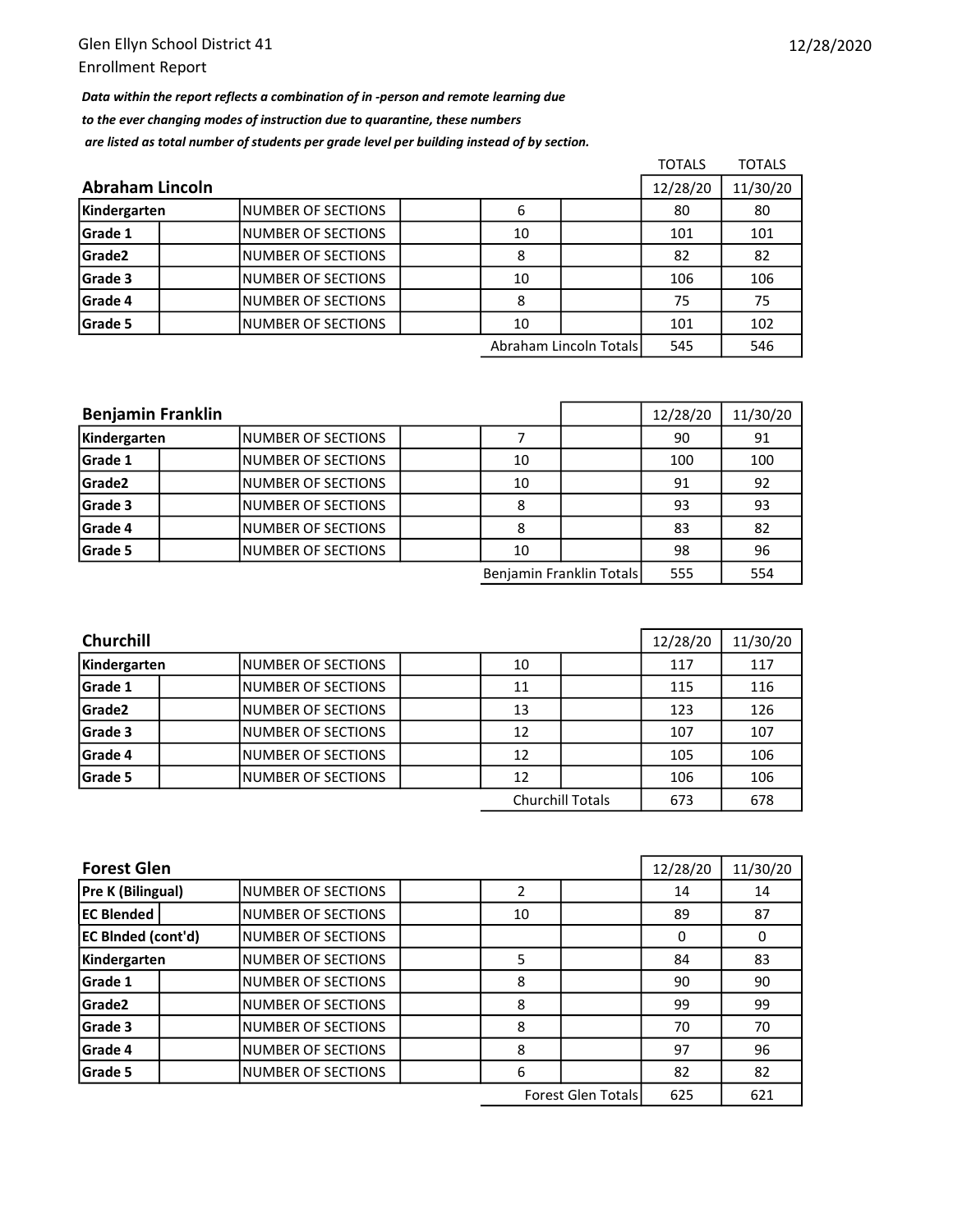Glen Ellyn School District 41

Enrollment Report

12/28/2020

***Data within the report reflects a combination of in -person and remote learning due to the ever changing modes of instruction due to quarantine, these numbers are listed as total number of students per grade level per building instead of by section.***

## Abraham Lincoln

| Grade | | Sections | TOTALS 12/28/20 | TOTALS 11/30/20 |
|---|---|---|---|---|
| Kindergarten | NUMBER OF SECTIONS | 6 | 80 | 80 |
| Grade 1 | NUMBER OF SECTIONS | 10 | 101 | 101 |
| Grade2 | NUMBER OF SECTIONS | 8 | 82 | 82 |
| Grade 3 | NUMBER OF SECTIONS | 10 | 106 | 106 |
| Grade 4 | NUMBER OF SECTIONS | 8 | 75 | 75 |
| Grade 5 | NUMBER OF SECTIONS | 10 | 101 | 102 |
| | | Abraham Lincoln Totals | 545 | 546 |

## Benjamin Franklin

| Grade | | Sections | 12/28/20 | 11/30/20 |
|---|---|---|---|---|
| Kindergarten | NUMBER OF SECTIONS | 7 | 90 | 91 |
| Grade 1 | NUMBER OF SECTIONS | 10 | 100 | 100 |
| Grade2 | NUMBER OF SECTIONS | 10 | 91 | 92 |
| Grade 3 | NUMBER OF SECTIONS | 8 | 93 | 93 |
| Grade 4 | NUMBER OF SECTIONS | 8 | 83 | 82 |
| Grade 5 | NUMBER OF SECTIONS | 10 | 98 | 96 |
| | | Benjamin Franklin Totals | 555 | 554 |

## Churchill

| Grade | | Sections | 12/28/20 | 11/30/20 |
|---|---|---|---|---|
| Kindergarten | NUMBER OF SECTIONS | 10 | 117 | 117 |
| Grade 1 | NUMBER OF SECTIONS | 11 | 115 | 116 |
| Grade2 | NUMBER OF SECTIONS | 13 | 123 | 126 |
| Grade 3 | NUMBER OF SECTIONS | 12 | 107 | 107 |
| Grade 4 | NUMBER OF SECTIONS | 12 | 105 | 106 |
| Grade 5 | NUMBER OF SECTIONS | 12 | 106 | 106 |
| | | Churchill Totals | 673 | 678 |

## Forest Glen

| Grade | | Sections | 12/28/20 | 11/30/20 |
|---|---|---|---|---|
| Pre K (Bilingual) | NUMBER OF SECTIONS | 2 | 14 | 14 |
| EC Blended | NUMBER OF SECTIONS | 10 | 89 | 87 |
| EC Blnded (cont'd) | NUMBER OF SECTIONS | | 0 | 0 |
| Kindergarten | NUMBER OF SECTIONS | 5 | 84 | 83 |
| Grade 1 | NUMBER OF SECTIONS | 8 | 90 | 90 |
| Grade2 | NUMBER OF SECTIONS | 8 | 99 | 99 |
| Grade 3 | NUMBER OF SECTIONS | 8 | 70 | 70 |
| Grade 4 | NUMBER OF SECTIONS | 8 | 97 | 96 |
| Grade 5 | NUMBER OF SECTIONS | 6 | 82 | 82 |
| | | Forest Glen Totals | 625 | 621 |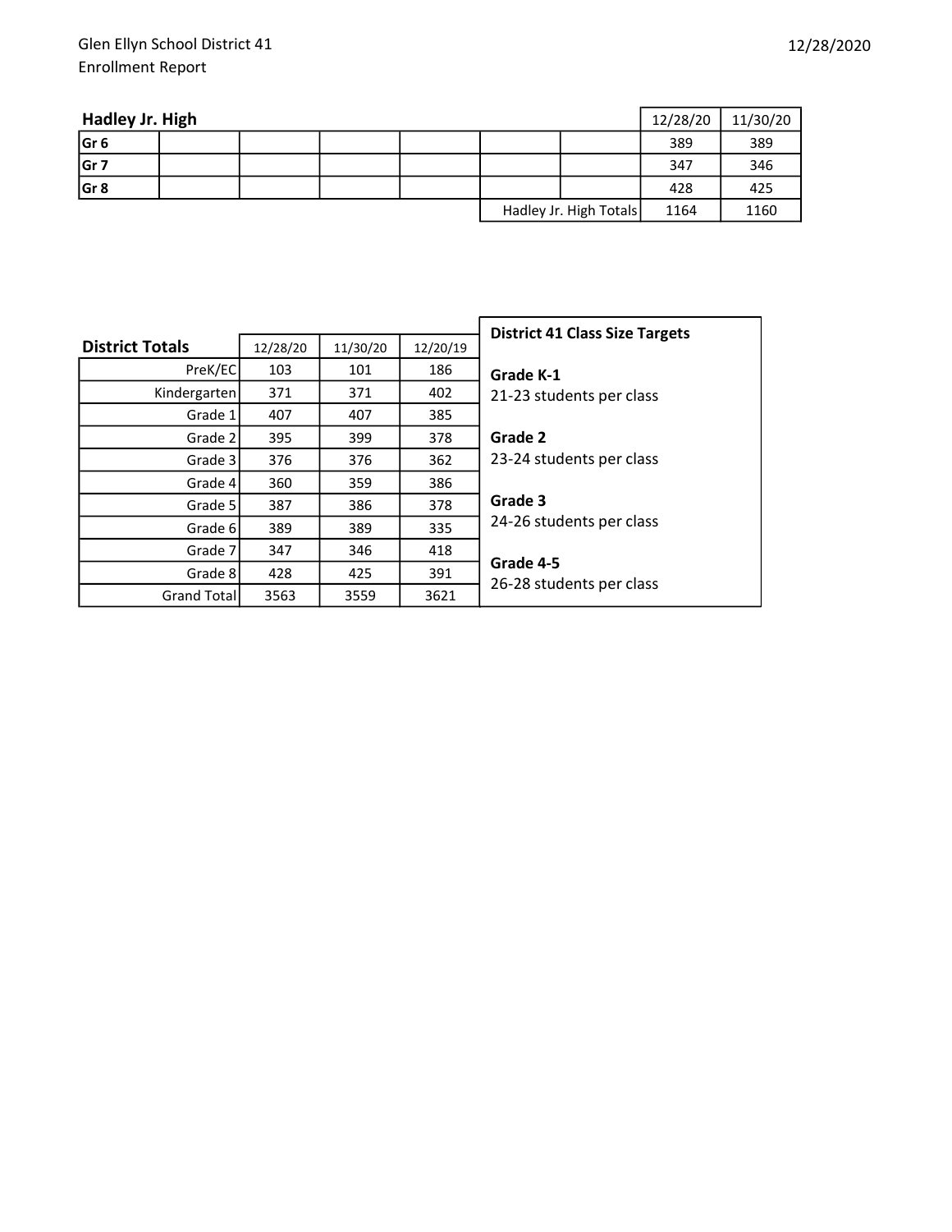Glen Ellyn School District 41
Enrollment Report

12/28/2020

## Hadley Jr. High

| | | | | | | | 12/28/20 | 11/30/20 |
|---|---|---|---|---|---|---|---|---|
| Gr 6 | | | | | | | 389 | 389 |
| Gr 7 | | | | | | | 347 | 346 |
| Gr 8 | | | | | | | 428 | 425 |
| | | | | | | Hadley Jr. High Totals | 1164 | 1160 |

## District Totals

| | 12/28/20 | 11/30/20 | 12/20/19 |
|---|---|---|---|
| PreK/EC | 103 | 101 | 186 |
| Kindergarten | 371 | 371 | 402 |
| Grade 1 | 407 | 407 | 385 |
| Grade 2 | 395 | 399 | 378 |
| Grade 3 | 376 | 376 | 362 |
| Grade 4 | 360 | 359 | 386 |
| Grade 5 | 387 | 386 | 378 |
| Grade 6 | 389 | 389 | 335 |
| Grade 7 | 347 | 346 | 418 |
| Grade 8 | 428 | 425 | 391 |
| Grand Total | 3563 | 3559 | 3621 |

**District 41 Class Size Targets**

**Grade K-1**
21-23 students per class

**Grade 2**
23-24 students per class

**Grade 3**
24-26 students per class

**Grade 4-5**
26-28 students per class